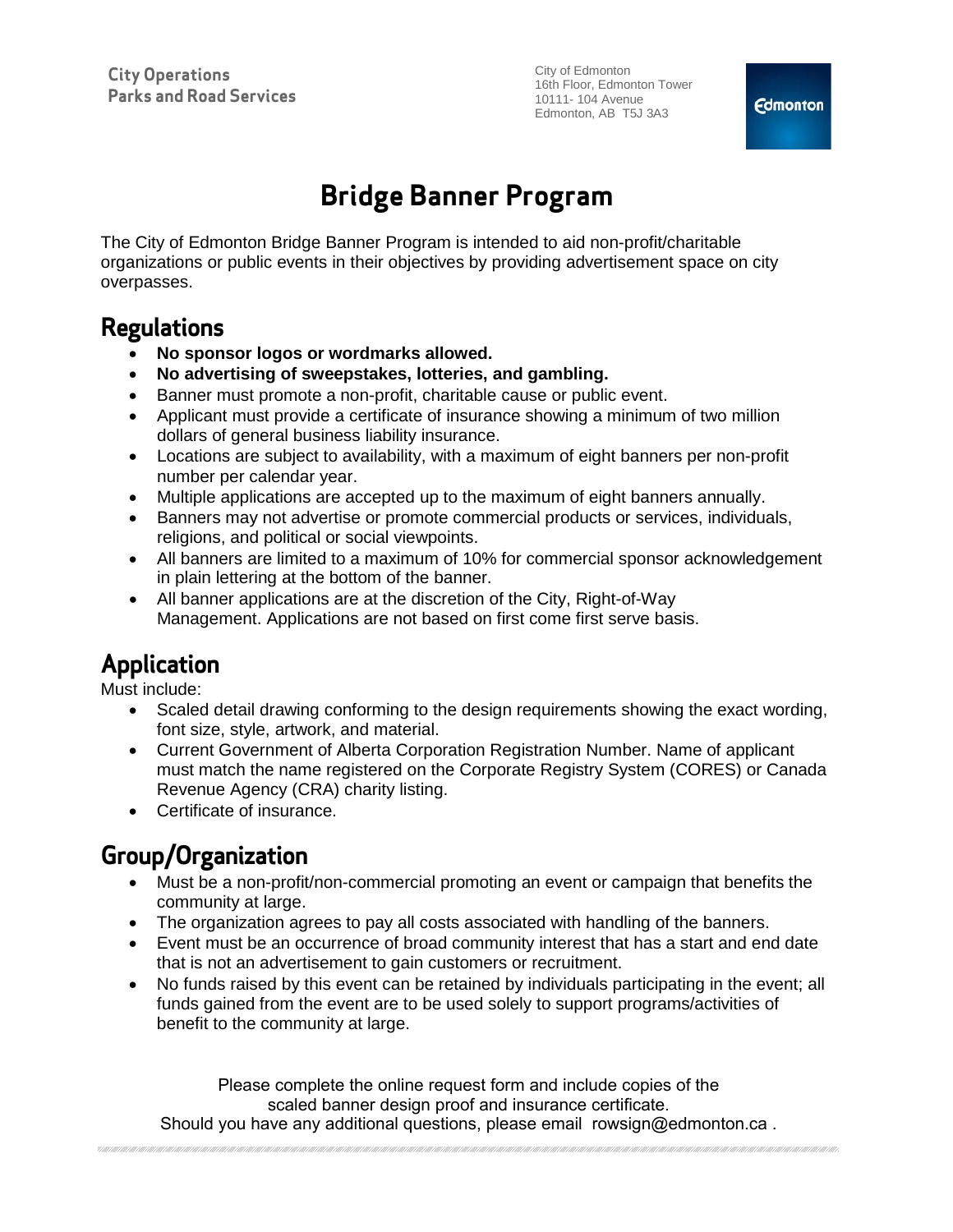City Operations
Parks and Road Services

City of Edmonton
16th Floor, Edmonton Tower
10111- 104 Avenue
Edmonton, AB T5J 3A3

# Bridge Banner Program

The City of Edmonton Bridge Banner Program is intended to aid non-profit/charitable organizations or public events in their objectives by providing advertisement space on city overpasses.

## Regulations

- **No sponsor logos or wordmarks allowed.**
- **No advertising of sweepstakes, lotteries, and gambling.**
- Banner must promote a non-profit, charitable cause or public event.
- Applicant must provide a certificate of insurance showing a minimum of two million dollars of general business liability insurance.
- Locations are subject to availability, with a maximum of eight banners per non-profit number per calendar year.
- Multiple applications are accepted up to the maximum of eight banners annually.
- Banners may not advertise or promote commercial products or services, individuals, religions, and political or social viewpoints.
- All banners are limited to a maximum of 10% for commercial sponsor acknowledgement in plain lettering at the bottom of the banner.
- All banner applications are at the discretion of the City, Right-of-Way Management. Applications are not based on first come first serve basis.

## Application

Must include:

- Scaled detail drawing conforming to the design requirements showing the exact wording, font size, style, artwork, and material.
- Current Government of Alberta Corporation Registration Number. Name of applicant must match the name registered on the Corporate Registry System (CORES) or Canada Revenue Agency (CRA) charity listing.
- Certificate of insurance.

## Group/Organization

- Must be a non-profit/non-commercial promoting an event or campaign that benefits the community at large.
- The organization agrees to pay all costs associated with handling of the banners.
- Event must be an occurrence of broad community interest that has a start and end date that is not an advertisement to gain customers or recruitment.
- No funds raised by this event can be retained by individuals participating in the event; all funds gained from the event are to be used solely to support programs/activities of benefit to the community at large.

Please complete the online request form and include copies of the scaled banner design proof and insurance certificate.
Should you have any additional questions, please email rowsign@edmonton.ca .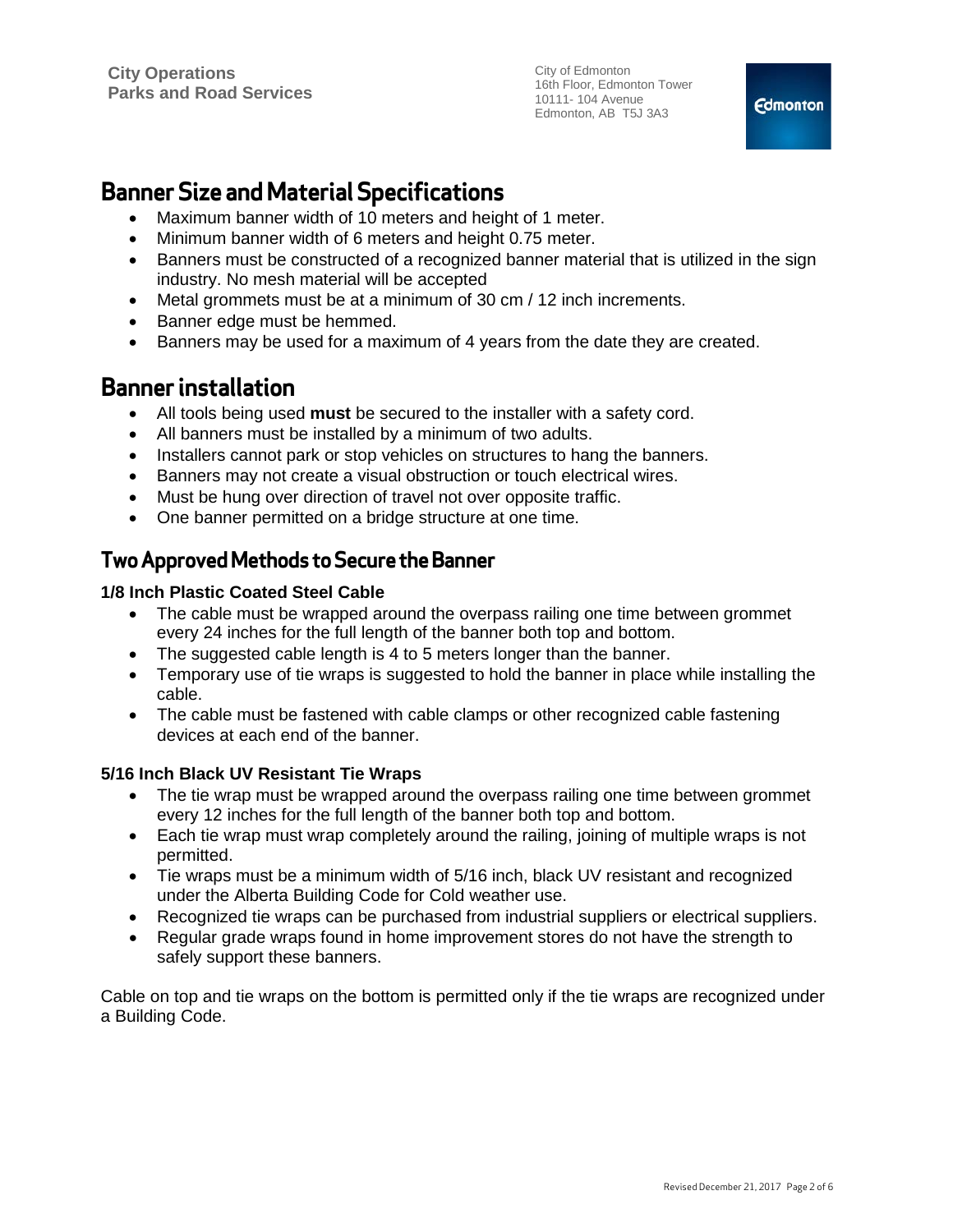# Banner Size and Material Specifications

- Maximum banner width of 10 meters and height of 1 meter.
- Minimum banner width of 6 meters and height 0.75 meter.
- Banners must be constructed of a recognized banner material that is utilized in the sign industry. No mesh material will be accepted
- Metal grommets must be at a minimum of 30 cm / 12 inch increments.
- Banner edge must be hemmed.
- Banners may be used for a maximum of 4 years from the date they are created.

# Banner installation

- All tools being used **must** be secured to the installer with a safety cord.
- All banners must be installed by a minimum of two adults.
- Installers cannot park or stop vehicles on structures to hang the banners.
- Banners may not create a visual obstruction or touch electrical wires.
- Must be hung over direction of travel not over opposite traffic.
- One banner permitted on a bridge structure at one time.

## Two Approved Methods to Secure the Banner

### 1/8 Inch Plastic Coated Steel Cable

- The cable must be wrapped around the overpass railing one time between grommet every 24 inches for the full length of the banner both top and bottom.
- The suggested cable length is 4 to 5 meters longer than the banner.
- Temporary use of tie wraps is suggested to hold the banner in place while installing the cable.
- The cable must be fastened with cable clamps or other recognized cable fastening devices at each end of the banner.

### 5/16 Inch Black UV Resistant Tie Wraps

- The tie wrap must be wrapped around the overpass railing one time between grommet every 12 inches for the full length of the banner both top and bottom.
- Each tie wrap must wrap completely around the railing, joining of multiple wraps is not permitted.
- Tie wraps must be a minimum width of 5/16 inch, black UV resistant and recognized under the Alberta Building Code for Cold weather use.
- Recognized tie wraps can be purchased from industrial suppliers or electrical suppliers.
- Regular grade wraps found in home improvement stores do not have the strength to safely support these banners.

Cable on top and tie wraps on the bottom is permitted only if the tie wraps are recognized under a Building Code.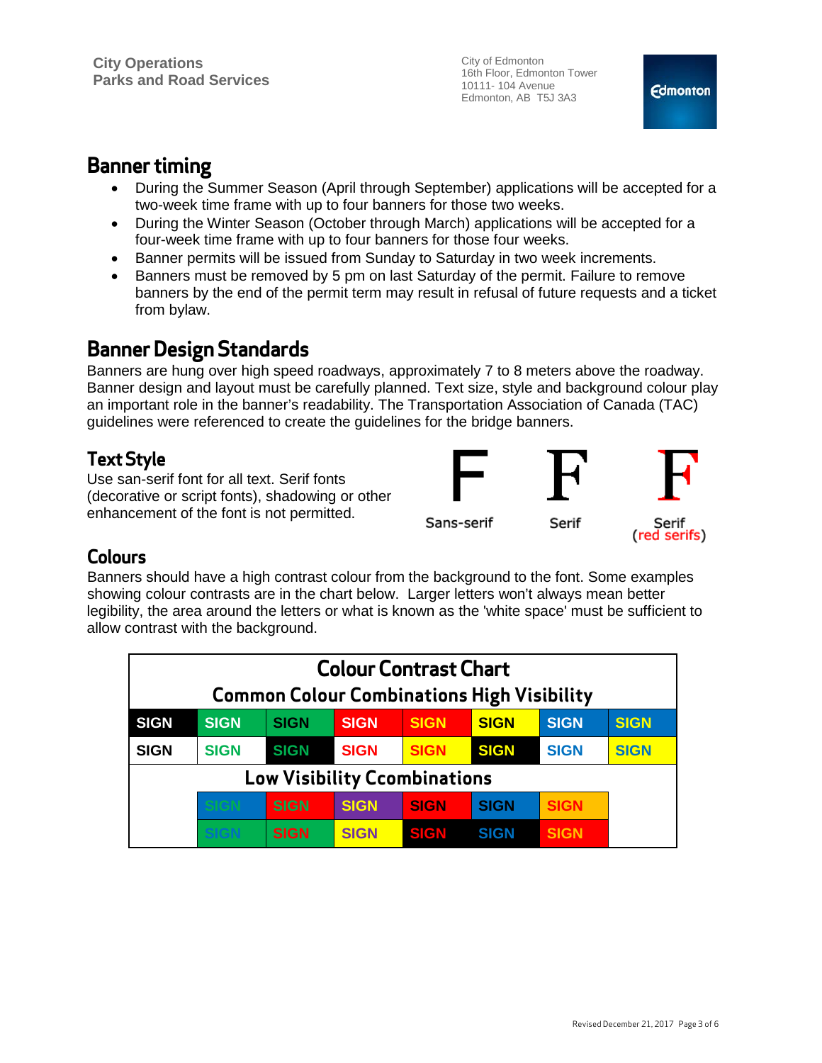# Banner timing

- During the Summer Season (April through September) applications will be accepted for a two-week time frame with up to four banners for those two weeks.
- During the Winter Season (October through March) applications will be accepted for a four-week time frame with up to four banners for those four weeks.
- Banner permits will be issued from Sunday to Saturday in two week increments.
- Banners must be removed by 5 pm on last Saturday of the permit. Failure to remove banners by the end of the permit term may result in refusal of future requests and a ticket from bylaw.

# Banner Design Standards

Banners are hung over high speed roadways, approximately 7 to 8 meters above the roadway. Banner design and layout must be carefully planned. Text size, style and background colour play an important role in the banner's readability. The Transportation Association of Canada (TAC) guidelines were referenced to create the guidelines for the bridge banners.

## Text Style

Use san-serif font for all text. Serif fonts (decorative or script fonts), shadowing or other enhancement of the font is not permitted.

F F F

Sans-serif | Serif | Serif (red serifs)

## Colours

Banners should have a high contrast colour from the background to the font. Some examples showing colour contrasts are in the chart below. Larger letters won't always mean better legibility, the area around the letters or what is known as the 'white space' must be sufficient to allow contrast with the background.

**Colour Contrast Chart**

**Common Colour Combinations High Visibility**

| SIGN | SIGN | SIGN | SIGN | SIGN | SIGN | SIGN | SIGN |
|---|---|---|---|---|---|---|---|
| SIGN | SIGN | SIGN | SIGN | SIGN | SIGN | SIGN | SIGN |

**Low Visibility Ccombinations**

| | | | | | | | |
|---|---|---|---|---|---|---|---|
| | SIGN | SIGN | SIGN | SIGN | SIGN | SIGN | |
| | SIGN | SIGN | SIGN | SIGN | SIGN | SIGN | |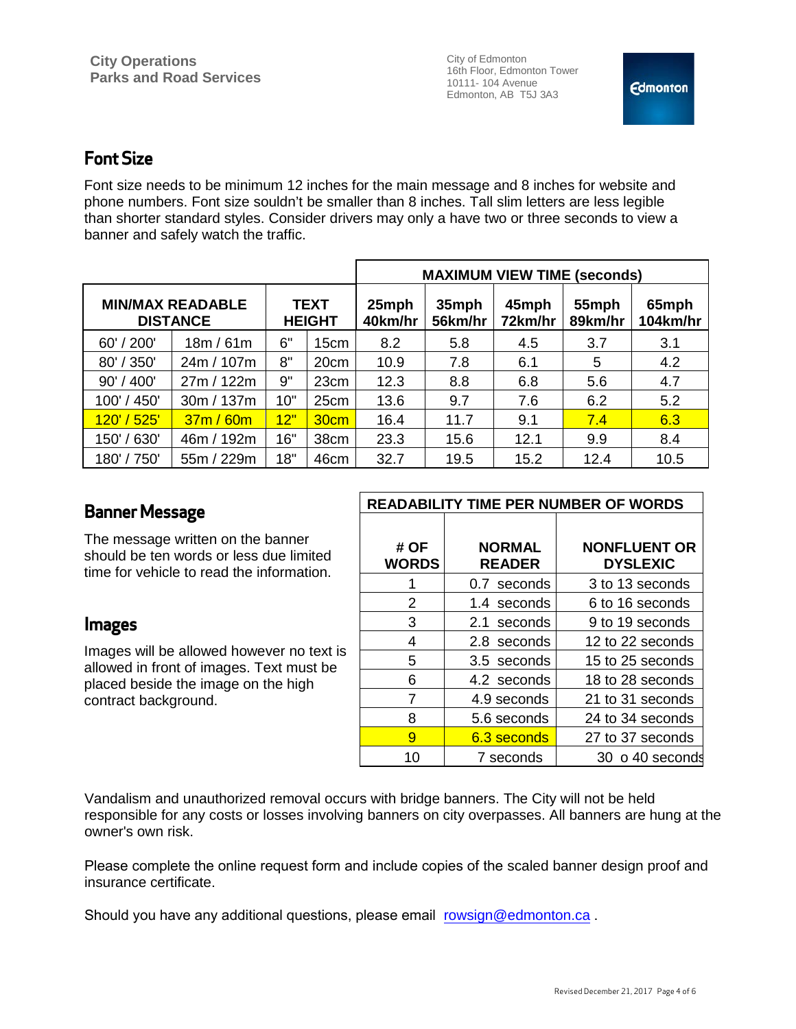City Operations
Parks and Road Services

City of Edmonton
16th Floor, Edmonton Tower
10111- 104 Avenue
Edmonton, AB T5J 3A3

## Font Size

Font size needs to be minimum 12 inches for the main message and 8 inches for website and phone numbers. Font size souldn't be smaller than 8 inches. Tall slim letters are less legible than shorter standard styles. Consider drivers may only a have two or three seconds to view a banner and safely watch the traffic.

| | | | | MAXIMUM VIEW TIME (seconds) | | | | |
|---|---|---|---|---|---|---|---|---|
| **MIN/MAX READABLE DISTANCE** | | **TEXT HEIGHT** | | **25mph 40km/hr** | **35mph 56km/hr** | **45mph 72km/hr** | **55mph 89km/hr** | **65mph 104km/hr** |
| 60' / 200' | 18m / 61m | 6" | 15cm | 8.2 | 5.8 | 4.5 | 3.7 | 3.1 |
| 80' / 350' | 24m / 107m | 8" | 20cm | 10.9 | 7.8 | 6.1 | 5 | 4.2 |
| 90' / 400' | 27m / 122m | 9" | 23cm | 12.3 | 8.8 | 6.8 | 5.6 | 4.7 |
| 100' / 450' | 30m / 137m | 10" | 25cm | 13.6 | 9.7 | 7.6 | 6.2 | 5.2 |
| 120' / 525' | 37m / 60m | 12" | 30cm | 16.4 | 11.7 | 9.1 | 7.4 | 6.3 |
| 150' / 630' | 46m / 192m | 16" | 38cm | 23.3 | 15.6 | 12.1 | 9.9 | 8.4 |
| 180' / 750' | 55m / 229m | 18" | 46cm | 32.7 | 19.5 | 15.2 | 12.4 | 10.5 |

## Banner Message

The message written on the banner should be ten words or less due limited time for vehicle to read the information.

## Images

Images will be allowed however no text is allowed in front of images. Text must be placed beside the image on the high contract background.

| READABILITY TIME PER NUMBER OF WORDS | | |
|---|---|---|
| **# OF WORDS** | **NORMAL READER** | **NONFLUENT OR DYSLEXIC** |
| 1 | 0.7 seconds | 3 to 13 seconds |
| 2 | 1.4 seconds | 6 to 16 seconds |
| 3 | 2.1 seconds | 9 to 19 seconds |
| 4 | 2.8 seconds | 12 to 22 seconds |
| 5 | 3.5 seconds | 15 to 25 seconds |
| 6 | 4.2 seconds | 18 to 28 seconds |
| 7 | 4.9 seconds | 21 to 31 seconds |
| 8 | 5.6 seconds | 24 to 34 seconds |
| 9 | 6.3 seconds | 27 to 37 seconds |
| 10 | 7 seconds | 30 o 40 seconds |

Vandalism and unauthorized removal occurs with bridge banners. The City will not be held responsible for any costs or losses involving banners on city overpasses. All banners are hung at the owner's own risk.

Please complete the online request form and include copies of the scaled banner design proof and insurance certificate.

Should you have any additional questions, please email rowsign@edmonton.ca .